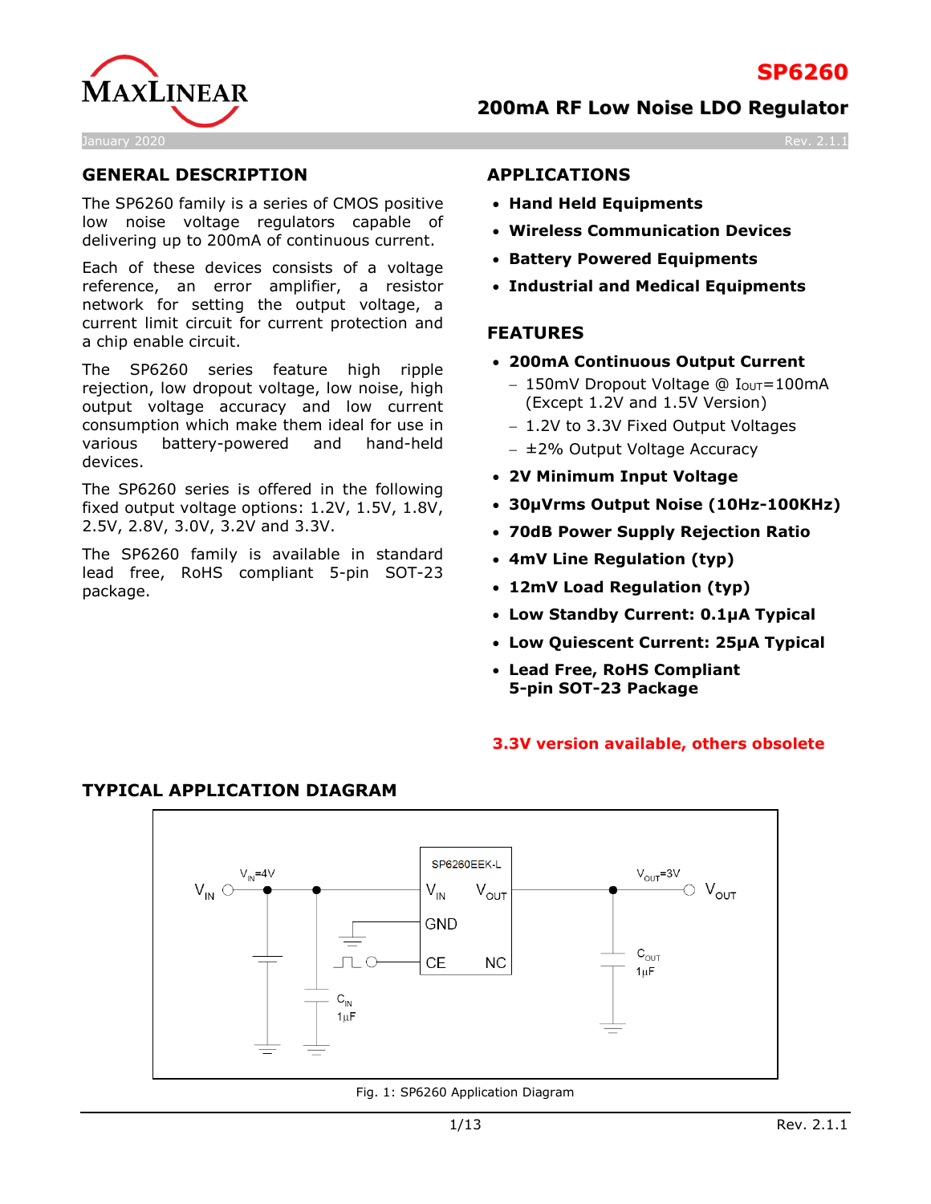# SP6260

## 200mA RF Low Noise LDO Regulator

January 2020

## GENERAL DESCRIPTION

The SP6260 family is a series of CMOS positive low noise voltage regulators capable of delivering up to 200mA of continuous current.

Each of these devices consists of a voltage reference, an error amplifier, a resistor network for setting the output voltage, a current limit circuit for current protection and a chip enable circuit.

The SP6260 series feature high ripple rejection, low dropout voltage, low noise, high output voltage accuracy and low current consumption which make them ideal for use in various battery-powered and hand-held devices.

The SP6260 series is offered in the following fixed output voltage options: 1.2V, 1.5V, 1.8V, 2.5V, 2.8V, 3.0V, 3.2V and 3.3V.

The SP6260 family is available in standard lead free, RoHS compliant 5-pin SOT-23 package.

## APPLICATIONS

- **Hand Held Equipments**
- **Wireless Communication Devices**
- **Battery Powered Equipments**
- **Industrial and Medical Equipments**

## FEATURES

- **200mA Continuous Output Current**
  - 150mV Dropout Voltage @ $I_{OUT}$=100mA (Except 1.2V and 1.5V Version)
  - 1.2V to 3.3V Fixed Output Voltages
  - ±2% Output Voltage Accuracy
- **2V Minimum Input Voltage**
- **30µVrms Output Noise (10Hz-100KHz)**
- **70dB Power Supply Rejection Ratio**
- **4mV Line Regulation (typ)**
- **12mV Load Regulation (typ)**
- **Low Standby Current: 0.1µA Typical**
- **Low Quiescent Current: 25µA Typical**
- **Lead Free, RoHS Compliant 5-pin SOT-23 Package**

**3.3V version available, others obsolete**

## TYPICAL APPLICATION DIAGRAM

Fig. 1: SP6260 Application Diagram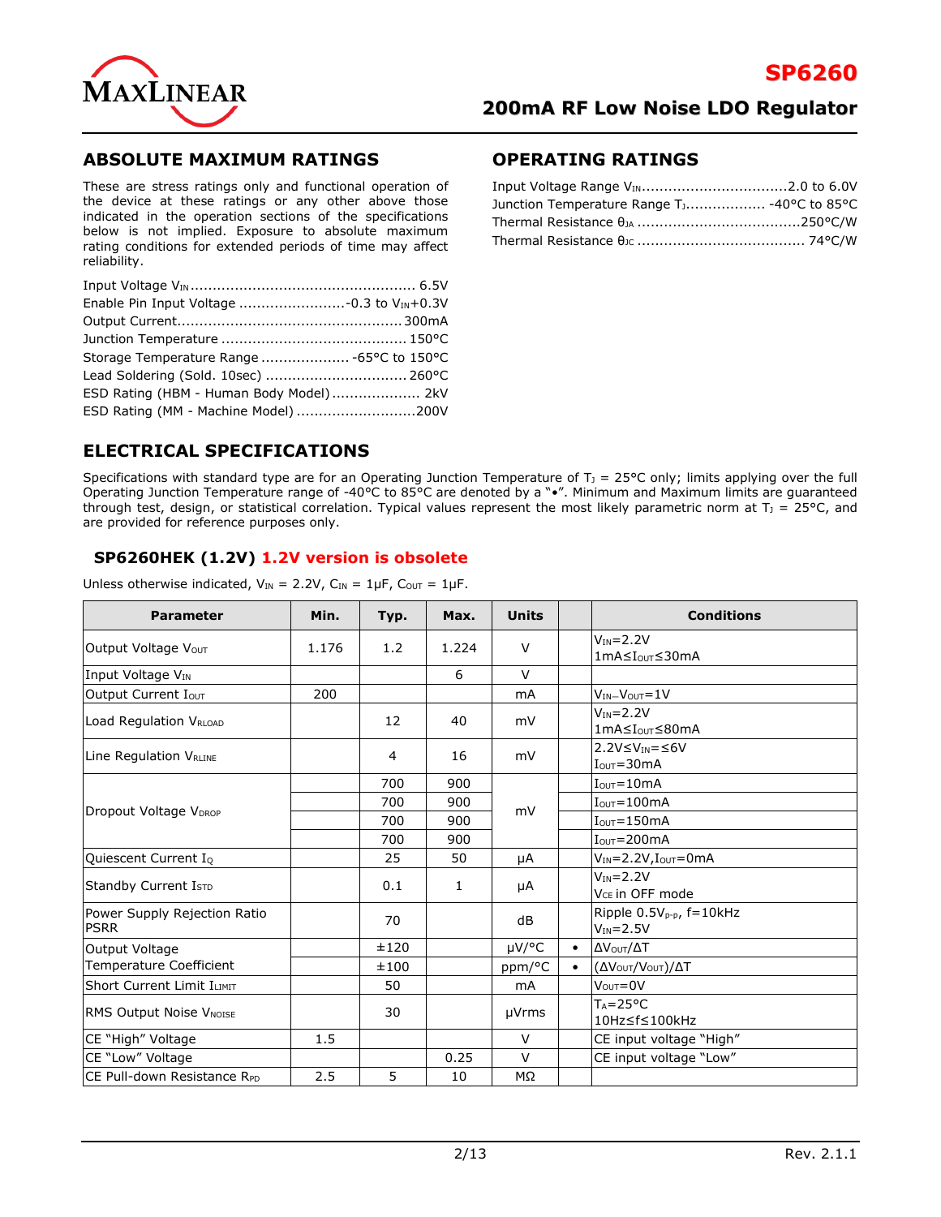## ABSOLUTE MAXIMUM RATINGS

These are stress ratings only and functional operation of the device at these ratings or any other above those indicated in the operation sections of the specifications below is not implied. Exposure to absolute maximum rating conditions for extended periods of time may affect reliability.

Input Voltage $V_{IN}$ .................................................. 6.5V
Enable Pin Input Voltage ........................-0.3 to $V_{IN}$+0.3V
Output Current.................................................. 300mA
Junction Temperature .......................................... 150°C
Storage Temperature Range .................... -65°C to 150°C
Lead Soldering (Sold. 10sec) ................................ 260°C
ESD Rating (HBM - Human Body Model) .................... 2kV
ESD Rating (MM - Machine Model) ...........................200V

## OPERATING RATINGS

Input Voltage Range $V_{IN}$.................................2.0 to 6.0V
Junction Temperature Range $T_J$.................. -40°C to 85°C
Thermal Resistance $θ_{JA}$ .....................................250°C/W
Thermal Resistance $θ_{JC}$ ...................................... 74°C/W

## ELECTRICAL SPECIFICATIONS

Specifications with standard type are for an Operating Junction Temperature of $T_J$ = 25°C only; limits applying over the full Operating Junction Temperature range of -40°C to 85°C are denoted by a "•". Minimum and Maximum limits are guaranteed through test, design, or statistical correlation. Typical values represent the most likely parametric norm at $T_J$ = 25°C, and are provided for reference purposes only.

### SP6260HEK (1.2V) 1.2V version is obsolete

Unless otherwise indicated, $V_{IN}$ = 2.2V, $C_{IN}$ = 1µF, $C_{OUT}$ = 1µF.

| Parameter | Min. | Typ. | Max. | Units | | Conditions |
|---|---|---|---|---|---|---|
| Output Voltage $V_{OUT}$ | 1.176 | 1.2 | 1.224 | V | | $V_{IN}$=2.2V<br>1mA≤$I_{OUT}$≤30mA |
| Input Voltage $V_{IN}$ | | | 6 | V | | |
| Output Current $I_{OUT}$ | 200 | | | mA | | $V_{IN}$–$V_{OUT}$=1V |
| Load Regulation $V_{RLOAD}$ | | 12 | 40 | mV | | $V_{IN}$=2.2V<br>1mA≤$I_{OUT}$≤80mA |
| Line Regulation $V_{RLINE}$ | | 4 | 16 | mV | | 2.2V≤$V_{IN}$=≤6V<br>$I_{OUT}$=30mA |
| Dropout Voltage $V_{DROP}$ | | 700 | 900 | mV | | $I_{OUT}$=10mA |
| | | 700 | 900 | | | $I_{OUT}$=100mA |
| | | 700 | 900 | | | $I_{OUT}$=150mA |
| | | 700 | 900 | | | $I_{OUT}$=200mA |
| Quiescent Current $I_Q$ | | 25 | 50 | µA | | $V_{IN}$=2.2V,$I_{OUT}$=0mA |
| Standby Current $I_{STD}$ | | 0.1 | 1 | µA | | $V_{IN}$=2.2V<br>$V_{CE}$ in OFF mode |
| Power Supply Rejection Ratio PSRR | | 70 | | dB | | Ripple 0.5$V_{p-p}$, f=10kHz<br>$V_{IN}$=2.5V |
| Output Voltage Temperature Coefficient | | ±120 | | µV/°C | • | $ΔV_{OUT}/ΔT$ |
| | | ±100 | | ppm/°C | • | $(ΔV_{OUT}/V_{OUT})/ΔT$ |
| Short Current Limit $I_{LIMIT}$ | | 50 | | mA | | $V_{OUT}$=0V |
| RMS Output Noise $V_{NOISE}$ | | 30 | | µVrms | | $T_A$=25°C<br>10Hz≤f≤100kHz |
| CE "High" Voltage | 1.5 | | | V | | CE input voltage "High" |
| CE "Low" Voltage | | | 0.25 | V | | CE input voltage "Low" |
| CE Pull-down Resistance $R_{PD}$ | 2.5 | 5 | 10 | MΩ | | |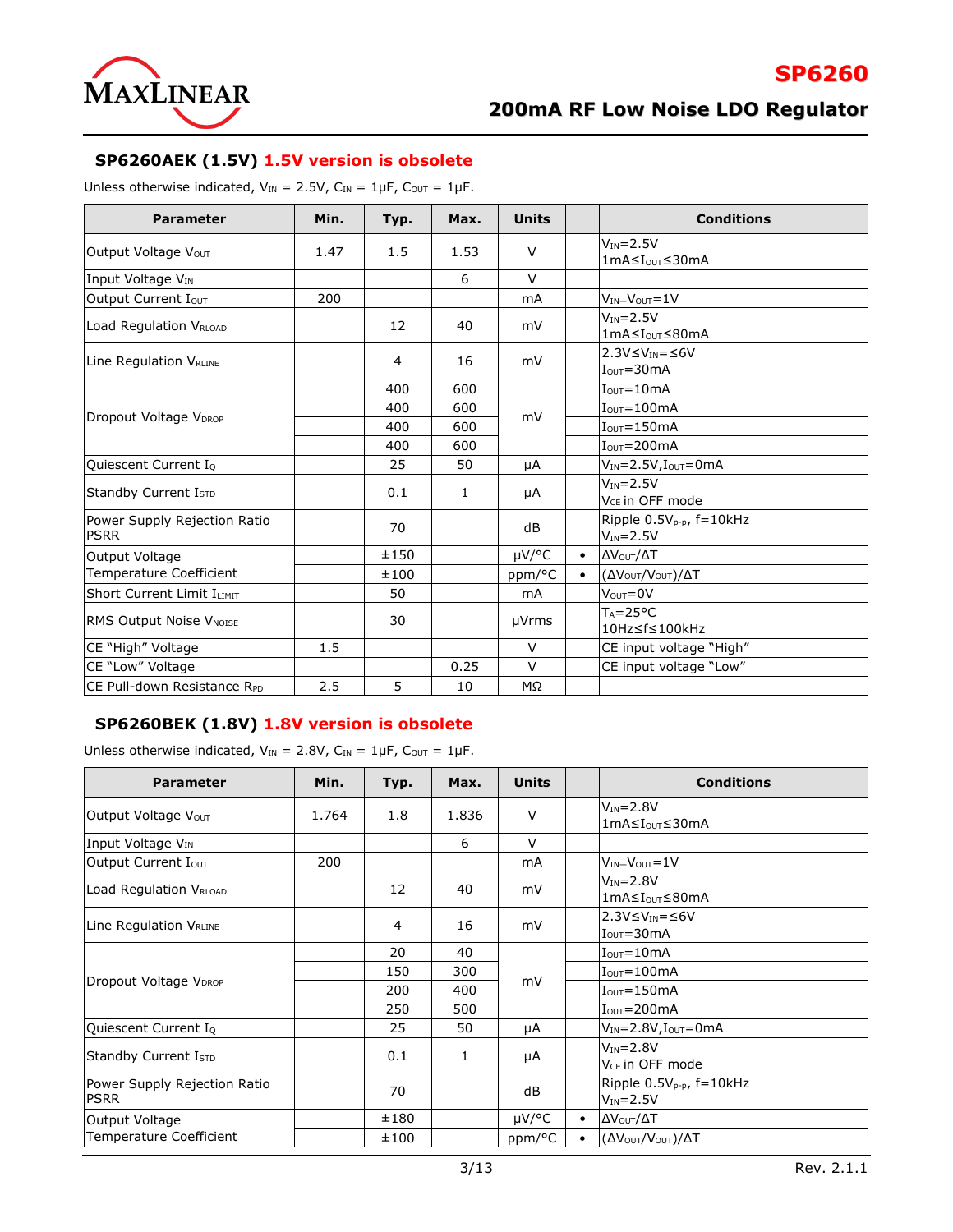## SP6260AEK (1.5V) 1.5V version is obsolete

Unless otherwise indicated, $V_{IN}$ = 2.5V, $C_{IN}$ = 1µF, $C_{OUT}$ = 1µF.

| Parameter | Min. | Typ. | Max. | Units | | Conditions |
|---|---|---|---|---|---|---|
| Output Voltage $V_{OUT}$ | 1.47 | 1.5 | 1.53 | V | | $V_{IN}$=2.5V<br>1mA≤$I_{OUT}$≤30mA |
| Input Voltage $V_{IN}$ | | | 6 | V | | |
| Output Current $I_{OUT}$ | 200 | | | mA | | $V_{IN}$–$V_{OUT}$=1V |
| Load Regulation $V_{RLOAD}$ | | 12 | 40 | mV | | $V_{IN}$=2.5V<br>1mA≤$I_{OUT}$≤80mA |
| Line Regulation $V_{RLINE}$ | | 4 | 16 | mV | | 2.3V≤$V_{IN}$=≤6V<br>$I_{OUT}$=30mA |
| Dropout Voltage $V_{DROP}$ | | 400 | 600 | mV | | $I_{OUT}$=10mA |
| | | 400 | 600 | | | $I_{OUT}$=100mA |
| | | 400 | 600 | | | $I_{OUT}$=150mA |
| | | 400 | 600 | | | $I_{OUT}$=200mA |
| Quiescent Current $I_Q$ | | 25 | 50 | µA | | $V_{IN}$=2.5V,$I_{OUT}$=0mA |
| Standby Current $I_{STD}$ | | 0.1 | 1 | µA | | $V_{IN}$=2.5V<br>$V_{CE}$ in OFF mode |
| Power Supply Rejection Ratio PSRR | | 70 | | dB | | Ripple 0.5$V_{p-p}$, f=10kHz<br>$V_{IN}$=2.5V |
| Output Voltage Temperature Coefficient | | ±150 | | µV/°C | • | $\Delta V_{OUT}/\Delta T$ |
| | | ±100 | | ppm/°C | • | $(\Delta V_{OUT}/V_{OUT})/\Delta T$ |
| Short Current Limit $I_{LIMIT}$ | | 50 | | mA | | $V_{OUT}$=0V |
| RMS Output Noise $V_{NOISE}$ | | 30 | | µVrms | | $T_A$=25°C<br>10Hz≤f≤100kHz |
| CE "High" Voltage | 1.5 | | | V | | CE input voltage "High" |
| CE "Low" Voltage | | | 0.25 | V | | CE input voltage "Low" |
| CE Pull-down Resistance $R_{PD}$ | 2.5 | 5 | 10 | MΩ | | |

## SP6260BEK (1.8V) 1.8V version is obsolete

Unless otherwise indicated, $V_{IN}$ = 2.8V, $C_{IN}$ = 1µF, $C_{OUT}$ = 1µF.

| Parameter | Min. | Typ. | Max. | Units | | Conditions |
|---|---|---|---|---|---|---|
| Output Voltage $V_{OUT}$ | 1.764 | 1.8 | 1.836 | V | | $V_{IN}$=2.8V<br>1mA≤$I_{OUT}$≤30mA |
| Input Voltage $V_{IN}$ | | | 6 | V | | |
| Output Current $I_{OUT}$ | 200 | | | mA | | $V_{IN}$–$V_{OUT}$=1V |
| Load Regulation $V_{RLOAD}$ | | 12 | 40 | mV | | $V_{IN}$=2.8V<br>1mA≤$I_{OUT}$≤80mA |
| Line Regulation $V_{RLINE}$ | | 4 | 16 | mV | | 2.3V≤$V_{IN}$=≤6V<br>$I_{OUT}$=30mA |
| Dropout Voltage $V_{DROP}$ | | 20 | 40 | mV | | $I_{OUT}$=10mA |
| | | 150 | 300 | | | $I_{OUT}$=100mA |
| | | 200 | 400 | | | $I_{OUT}$=150mA |
| | | 250 | 500 | | | $I_{OUT}$=200mA |
| Quiescent Current $I_Q$ | | 25 | 50 | µA | | $V_{IN}$=2.8V,$I_{OUT}$=0mA |
| Standby Current $I_{STD}$ | | 0.1 | 1 | µA | | $V_{IN}$=2.8V<br>$V_{CE}$ in OFF mode |
| Power Supply Rejection Ratio PSRR | | 70 | | dB | | Ripple 0.5$V_{p-p}$, f=10kHz<br>$V_{IN}$=2.5V |
| Output Voltage Temperature Coefficient | | ±180 | | µV/°C | • | $\Delta V_{OUT}/\Delta T$ |
| | | ±100 | | ppm/°C | • | $(\Delta V_{OUT}/V_{OUT})/\Delta T$ |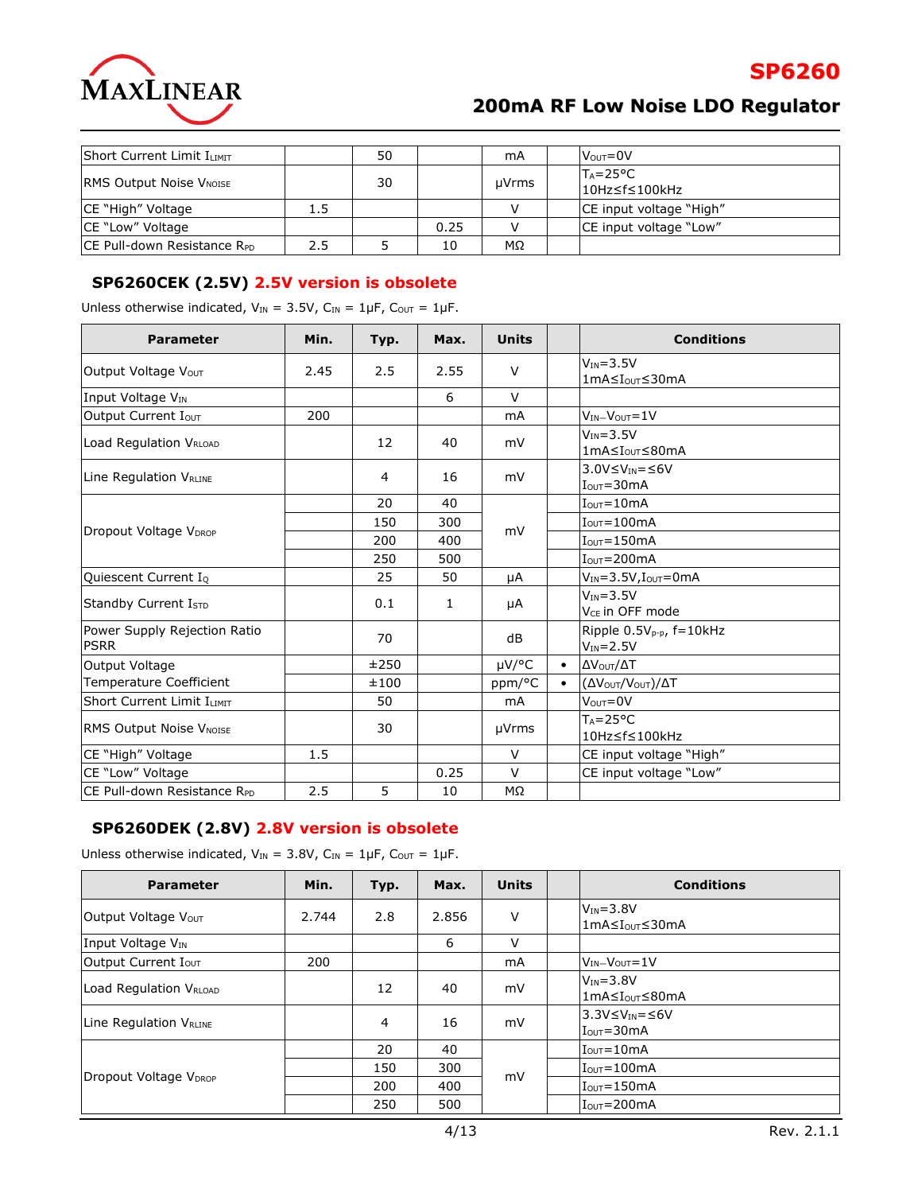| Short Current Limit $I_{LIMIT}$ | | 50 | | mA | | $V_{OUT}$=0V |
|---|---|---|---|---|---|---|
| RMS Output Noise $V_{NOISE}$ | | 30 | | µVrms | | $T_A$=25°C 10Hz≤f≤100kHz |
| CE "High" Voltage | 1.5 | | | V | | CE input voltage "High" |
| CE "Low" Voltage | | | 0.25 | V | | CE input voltage "Low" |
| CE Pull-down Resistance $R_{PD}$ | 2.5 | 5 | 10 | MΩ | | |

### SP6260CEK (2.5V) 2.5V version is obsolete

Unless otherwise indicated, $V_{IN}$ = 3.5V, $C_{IN}$ = 1µF, $C_{OUT}$ = 1µF.

| Parameter | Min. | Typ. | Max. | Units | | Conditions |
|---|---|---|---|---|---|---|
| Output Voltage $V_{OUT}$ | 2.45 | 2.5 | 2.55 | V | | $V_{IN}$=3.5V 1mA≤$I_{OUT}$≤30mA |
| Input Voltage $V_{IN}$ | | | 6 | V | | |
| Output Current $I_{OUT}$ | 200 | | | mA | | $V_{IN}$–$V_{OUT}$=1V |
| Load Regulation $V_{RLOAD}$ | | 12 | 40 | mV | | $V_{IN}$=3.5V 1mA≤$I_{OUT}$≤80mA |
| Line Regulation $V_{RLINE}$ | | 4 | 16 | mV | | 3.0V≤$V_{IN}$=≤6V $I_{OUT}$=30mA |
| Dropout Voltage $V_{DROP}$ | | 20 | 40 | mV | | $I_{OUT}$=10mA |
| | | 150 | 300 | | | $I_{OUT}$=100mA |
| | | 200 | 400 | | | $I_{OUT}$=150mA |
| | | 250 | 500 | | | $I_{OUT}$=200mA |
| Quiescent Current $I_Q$ | | 25 | 50 | µA | | $V_{IN}$=3.5V,$I_{OUT}$=0mA |
| Standby Current $I_{STD}$ | | 0.1 | 1 | µA | | $V_{IN}$=3.5V $V_{CE}$ in OFF mode |
| Power Supply Rejection Ratio PSRR | | 70 | | dB | | Ripple 0.5$V_{p-p}$, f=10kHz $V_{IN}$=2.5V |
| Output Voltage Temperature Coefficient | | ±250 | | µV/°C | • | $\Delta V_{OUT}/\Delta T$ |
| | | ±100 | | ppm/°C | • | $(\Delta V_{OUT}/V_{OUT})/\Delta T$ |
| Short Current Limit $I_{LIMIT}$ | | 50 | | mA | | $V_{OUT}$=0V |
| RMS Output Noise $V_{NOISE}$ | | 30 | | µVrms | | $T_A$=25°C 10Hz≤f≤100kHz |
| CE "High" Voltage | 1.5 | | | V | | CE input voltage "High" |
| CE "Low" Voltage | | | 0.25 | V | | CE input voltage "Low" |
| CE Pull-down Resistance $R_{PD}$ | 2.5 | 5 | 10 | MΩ | | |

### SP6260DEK (2.8V) 2.8V version is obsolete

Unless otherwise indicated, $V_{IN}$ = 3.8V, $C_{IN}$ = 1µF, $C_{OUT}$ = 1µF.

| Parameter | Min. | Typ. | Max. | Units | | Conditions |
|---|---|---|---|---|---|---|
| Output Voltage $V_{OUT}$ | 2.744 | 2.8 | 2.856 | V | | $V_{IN}$=3.8V 1mA≤$I_{OUT}$≤30mA |
| Input Voltage $V_{IN}$ | | | 6 | V | | |
| Output Current $I_{OUT}$ | 200 | | | mA | | $V_{IN}$–$V_{OUT}$=1V |
| Load Regulation $V_{RLOAD}$ | | 12 | 40 | mV | | $V_{IN}$=3.8V 1mA≤$I_{OUT}$≤80mA |
| Line Regulation $V_{RLINE}$ | | 4 | 16 | mV | | 3.3V≤$V_{IN}$=≤6V $I_{OUT}$=30mA |
| Dropout Voltage $V_{DROP}$ | | 20 | 40 | mV | | $I_{OUT}$=10mA |
| | | 150 | 300 | | | $I_{OUT}$=100mA |
| | | 200 | 400 | | | $I_{OUT}$=150mA |
| | | 250 | 500 | | | $I_{OUT}$=200mA |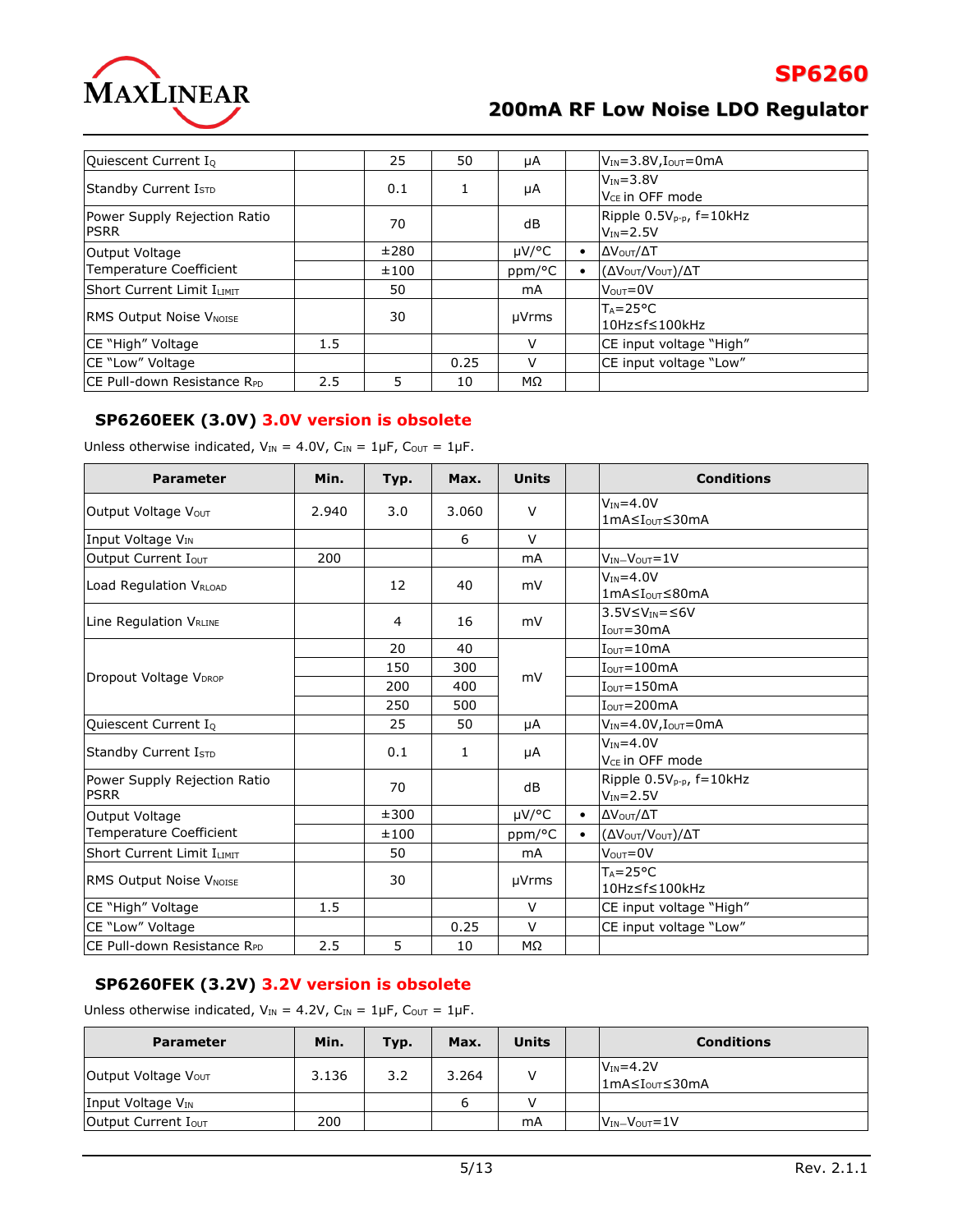| Parameter | Min. | Typ. | Max. | Units | | Conditions |
|---|---|---|---|---|---|---|
| Quiescent Current $I_Q$ | | 25 | 50 | µA | | $V_{IN}$=3.8V,$I_{OUT}$=0mA |
| Standby Current $I_{STD}$ | | 0.1 | 1 | µA | | $V_{IN}$=3.8V<br>$V_{CE}$ in OFF mode |
| Power Supply Rejection Ratio PSRR | | 70 | | dB | | Ripple 0.5$V_{P-P}$, f=10kHz<br>$V_{IN}$=2.5V |
| Output Voltage Temperature Coefficient | | ±280 | | µV/°C | • | $\Delta V_{OUT}/\Delta T$ |
| | | ±100 | | ppm/°C | • | $(\Delta V_{OUT}/V_{OUT})/\Delta T$ |
| Short Current Limit $I_{LIMIT}$ | | 50 | | mA | | $V_{OUT}$=0V |
| RMS Output Noise $V_{NOISE}$ | | 30 | | µVrms | | $T_A$=25°C<br>10Hz≤f≤100kHz |
| CE "High" Voltage | 1.5 | | | V | | CE input voltage "High" |
| CE "Low" Voltage | | | 0.25 | V | | CE input voltage "Low" |
| CE Pull-down Resistance $R_{PD}$ | 2.5 | 5 | 10 | MΩ | | |

### SP6260EEK (3.0V) 3.0V version is obsolete

Unless otherwise indicated, $V_{IN}$ = 4.0V, $C_{IN}$ = 1µF, $C_{OUT}$ = 1µF.

| Parameter | Min. | Typ. | Max. | Units | | Conditions |
|---|---|---|---|---|---|---|
| Output Voltage $V_{OUT}$ | 2.940 | 3.0 | 3.060 | V | | $V_{IN}$=4.0V<br>1mA≤$I_{OUT}$≤30mA |
| Input Voltage $V_{IN}$ | | | 6 | V | | |
| Output Current $I_{OUT}$ | 200 | | | mA | | $V_{IN}$–$V_{OUT}$=1V |
| Load Regulation $V_{RLOAD}$ | | 12 | 40 | mV | | $V_{IN}$=4.0V<br>1mA≤$I_{OUT}$≤80mA |
| Line Regulation $V_{RLINE}$ | | 4 | 16 | mV | | 3.5V≤$V_{IN}$=≤6V<br>$I_{OUT}$=30mA |
| Dropout Voltage $V_{DROP}$ | | 20 | 40 | mV | | $I_{OUT}$=10mA |
| | | 150 | 300 | | | $I_{OUT}$=100mA |
| | | 200 | 400 | | | $I_{OUT}$=150mA |
| | | 250 | 500 | | | $I_{OUT}$=200mA |
| Quiescent Current $I_Q$ | | 25 | 50 | µA | | $V_{IN}$=4.0V,$I_{OUT}$=0mA |
| Standby Current $I_{STD}$ | | 0.1 | 1 | µA | | $V_{IN}$=4.0V<br>$V_{CE}$ in OFF mode |
| Power Supply Rejection Ratio PSRR | | 70 | | dB | | Ripple 0.5$V_{P-P}$, f=10kHz<br>$V_{IN}$=2.5V |
| Output Voltage Temperature Coefficient | | ±300 | | µV/°C | • | $\Delta V_{OUT}/\Delta T$ |
| | | ±100 | | ppm/°C | • | $(\Delta V_{OUT}/V_{OUT})/\Delta T$ |
| Short Current Limit $I_{LIMIT}$ | | 50 | | mA | | $V_{OUT}$=0V |
| RMS Output Noise $V_{NOISE}$ | | 30 | | µVrms | | $T_A$=25°C<br>10Hz≤f≤100kHz |
| CE "High" Voltage | 1.5 | | | V | | CE input voltage "High" |
| CE "Low" Voltage | | | 0.25 | V | | CE input voltage "Low" |
| CE Pull-down Resistance $R_{PD}$ | 2.5 | 5 | 10 | MΩ | | |

### SP6260FEK (3.2V) 3.2V version is obsolete

Unless otherwise indicated, $V_{IN}$ = 4.2V, $C_{IN}$ = 1µF, $C_{OUT}$ = 1µF.

| Parameter | Min. | Typ. | Max. | Units | | Conditions |
|---|---|---|---|---|---|---|
| Output Voltage $V_{OUT}$ | 3.136 | 3.2 | 3.264 | V | | $V_{IN}$=4.2V<br>1mA≤$I_{OUT}$≤30mA |
| Input Voltage $V_{IN}$ | | | 6 | V | | |
| Output Current $I_{OUT}$ | 200 | | | mA | | $V_{IN}$–$V_{OUT}$=1V |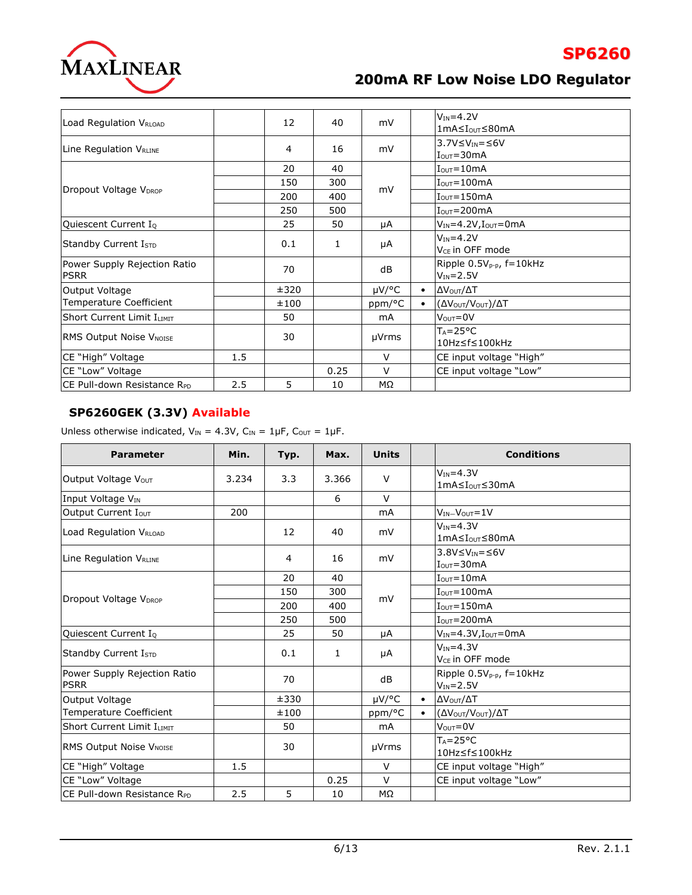| Parameter | Min. | Typ. | Max. | Units | | Conditions |
|---|---|---|---|---|---|---|
| Load Regulation $V_{RLOAD}$ | | 12 | 40 | mV | | $V_{IN}$=4.2V<br>1mA≤$I_{OUT}$≤80mA |
| Line Regulation $V_{RLINE}$ | | 4 | 16 | mV | | 3.7V≤$V_{IN}$=≤6V<br>$I_{OUT}$=30mA |
| Dropout Voltage $V_{DROP}$ | | 20 | 40 | mV | | $I_{OUT}$=10mA |
| | | 150 | 300 | | | $I_{OUT}$=100mA |
| | | 200 | 400 | | | $I_{OUT}$=150mA |
| | | 250 | 500 | | | $I_{OUT}$=200mA |
| Quiescent Current $I_Q$ | | 25 | 50 | µA | | $V_{IN}$=4.2V,$I_{OUT}$=0mA |
| Standby Current $I_{STD}$ | | 0.1 | 1 | µA | | $V_{IN}$=4.2V<br>$V_{CE}$ in OFF mode |
| Power Supply Rejection Ratio PSRR | | 70 | | dB | | Ripple 0.5$V_{P-P}$, f=10kHz<br>$V_{IN}$=2.5V |
| Output Voltage Temperature Coefficient | | ±320 | | µV/°C | • | $\Delta V_{OUT}/\Delta T$ |
| | | ±100 | | ppm/°C | • | $(\Delta V_{OUT}/V_{OUT})/\Delta T$ |
| Short Current Limit $I_{LIMIT}$ | | 50 | | mA | | $V_{OUT}$=0V |
| RMS Output Noise $V_{NOISE}$ | | 30 | | µVrms | | $T_A$=25°C<br>10Hz≤f≤100kHz |
| CE "High" Voltage | 1.5 | | | V | | CE input voltage "High" |
| CE "Low" Voltage | | | 0.25 | V | | CE input voltage "Low" |
| CE Pull-down Resistance $R_{PD}$ | 2.5 | 5 | 10 | MΩ | | |

## SP6260GEK (3.3V) Available

Unless otherwise indicated, $V_{IN}$ = 4.3V, $C_{IN}$ = 1µF, $C_{OUT}$ = 1µF.

| Parameter | Min. | Typ. | Max. | Units | | Conditions |
|---|---|---|---|---|---|---|
| Output Voltage $V_{OUT}$ | 3.234 | 3.3 | 3.366 | V | | $V_{IN}$=4.3V<br>1mA≤$I_{OUT}$≤30mA |
| Input Voltage $V_{IN}$ | | | 6 | V | | |
| Output Current $I_{OUT}$ | 200 | | | mA | | $V_{IN}$–$V_{OUT}$=1V |
| Load Regulation $V_{RLOAD}$ | | 12 | 40 | mV | | $V_{IN}$=4.3V<br>1mA≤$I_{OUT}$≤80mA |
| Line Regulation $V_{RLINE}$ | | 4 | 16 | mV | | 3.8V≤$V_{IN}$=≤6V<br>$I_{OUT}$=30mA |
| Dropout Voltage $V_{DROP}$ | | 20 | 40 | mV | | $I_{OUT}$=10mA |
| | | 150 | 300 | | | $I_{OUT}$=100mA |
| | | 200 | 400 | | | $I_{OUT}$=150mA |
| | | 250 | 500 | | | $I_{OUT}$=200mA |
| Quiescent Current $I_Q$ | | 25 | 50 | µA | | $V_{IN}$=4.3V,$I_{OUT}$=0mA |
| Standby Current $I_{STD}$ | | 0.1 | 1 | µA | | $V_{IN}$=4.3V<br>$V_{CE}$ in OFF mode |
| Power Supply Rejection Ratio PSRR | | 70 | | dB | | Ripple 0.5$V_{P-P}$, f=10kHz<br>$V_{IN}$=2.5V |
| Output Voltage Temperature Coefficient | | ±330 | | µV/°C | • | $\Delta V_{OUT}/\Delta T$ |
| | | ±100 | | ppm/°C | • | $(\Delta V_{OUT}/V_{OUT})/\Delta T$ |
| Short Current Limit $I_{LIMIT}$ | | 50 | | mA | | $V_{OUT}$=0V |
| RMS Output Noise $V_{NOISE}$ | | 30 | | µVrms | | $T_A$=25°C<br>10Hz≤f≤100kHz |
| CE "High" Voltage | 1.5 | | | V | | CE input voltage "High" |
| CE "Low" Voltage | | | 0.25 | V | | CE input voltage "Low" |
| CE Pull-down Resistance $R_{PD}$ | 2.5 | 5 | 10 | MΩ | | |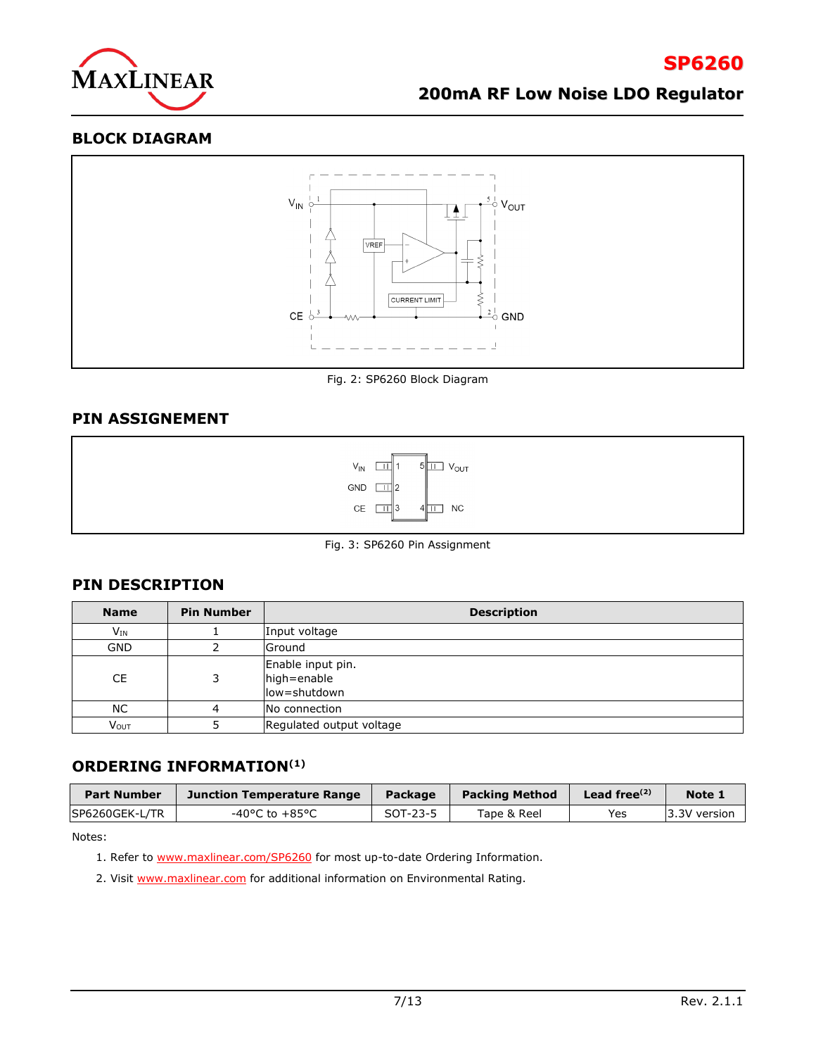## BLOCK DIAGRAM

Fig. 2: SP6260 Block Diagram

## PIN ASSIGNEMENT

Fig. 3: SP6260 Pin Assignment

## PIN DESCRIPTION

| Name | Pin Number | Description |
|---|---|---|
| $V_{IN}$ | 1 | Input voltage |
| GND | 2 | Ground |
| CE | 3 | Enable input pin.<br>high=enable<br>low=shutdown |
| NC | 4 | No connection |
| $V_{OUT}$ | 5 | Regulated output voltage |

## ORDERING INFORMATION(1)

| Part Number | Junction Temperature Range | Package | Packing Method | Lead free(2) | Note 1 |
|---|---|---|---|---|---|
| SP6260GEK-L/TR | -40°C to +85°C | SOT-23-5 | Tape & Reel | Yes | 3.3V version |

Notes:

1. Refer to www.maxlinear.com/SP6260 for most up-to-date Ordering Information.
2. Visit www.maxlinear.com for additional information on Environmental Rating.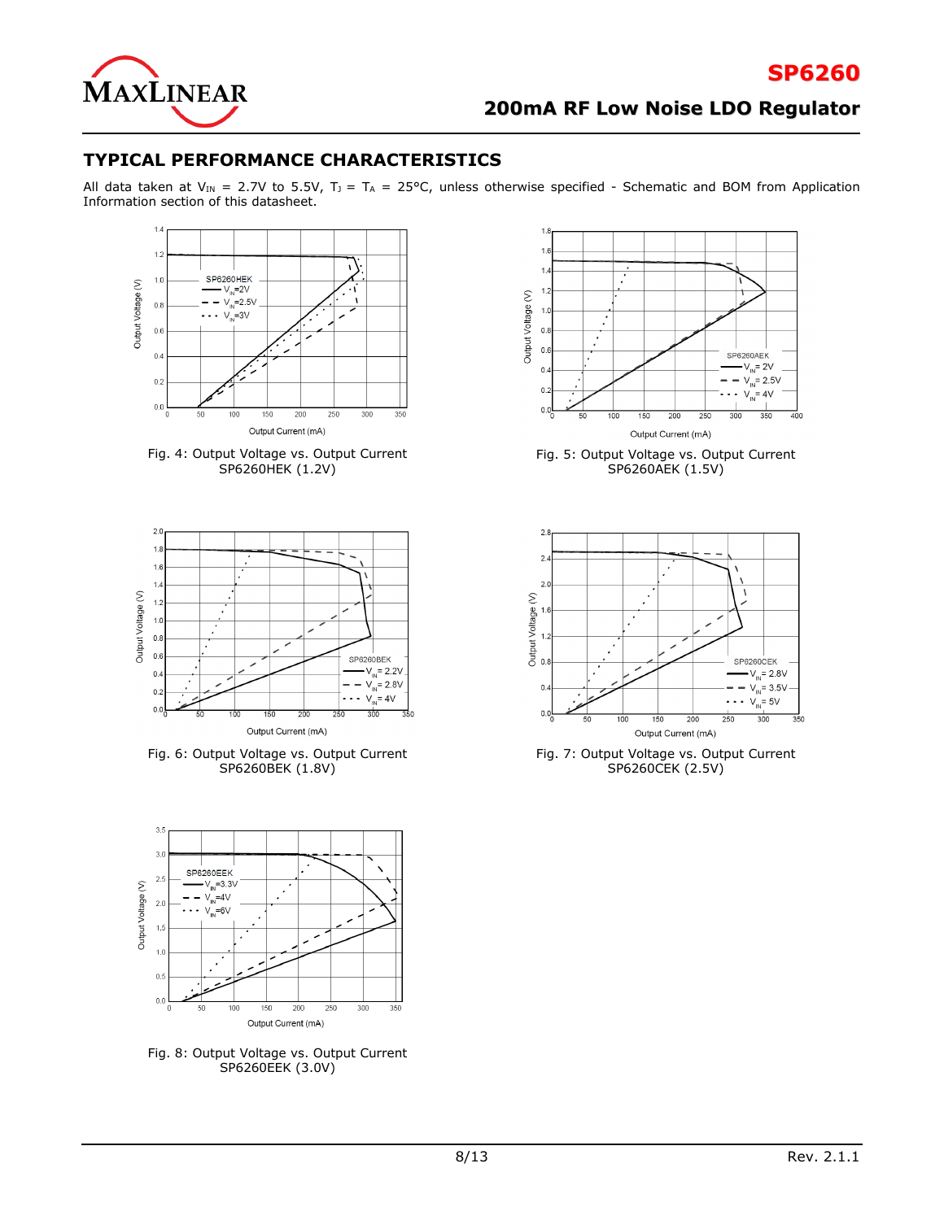## TYPICAL PERFORMANCE CHARACTERISTICS

All data taken at $V_{IN}$ = 2.7V to 5.5V, $T_J$ = $T_A$ = 25°C, unless otherwise specified - Schematic and BOM from Application Information section of this datasheet.

Fig. 4: Output Voltage vs. Output Current SP6260HEK (1.2V)

Fig. 5: Output Voltage vs. Output Current SP6260AEK (1.5V)

Fig. 6: Output Voltage vs. Output Current SP6260BEK (1.8V)

Fig. 7: Output Voltage vs. Output Current SP6260CEK (2.5V)

Fig. 8: Output Voltage vs. Output Current SP6260EEK (3.0V)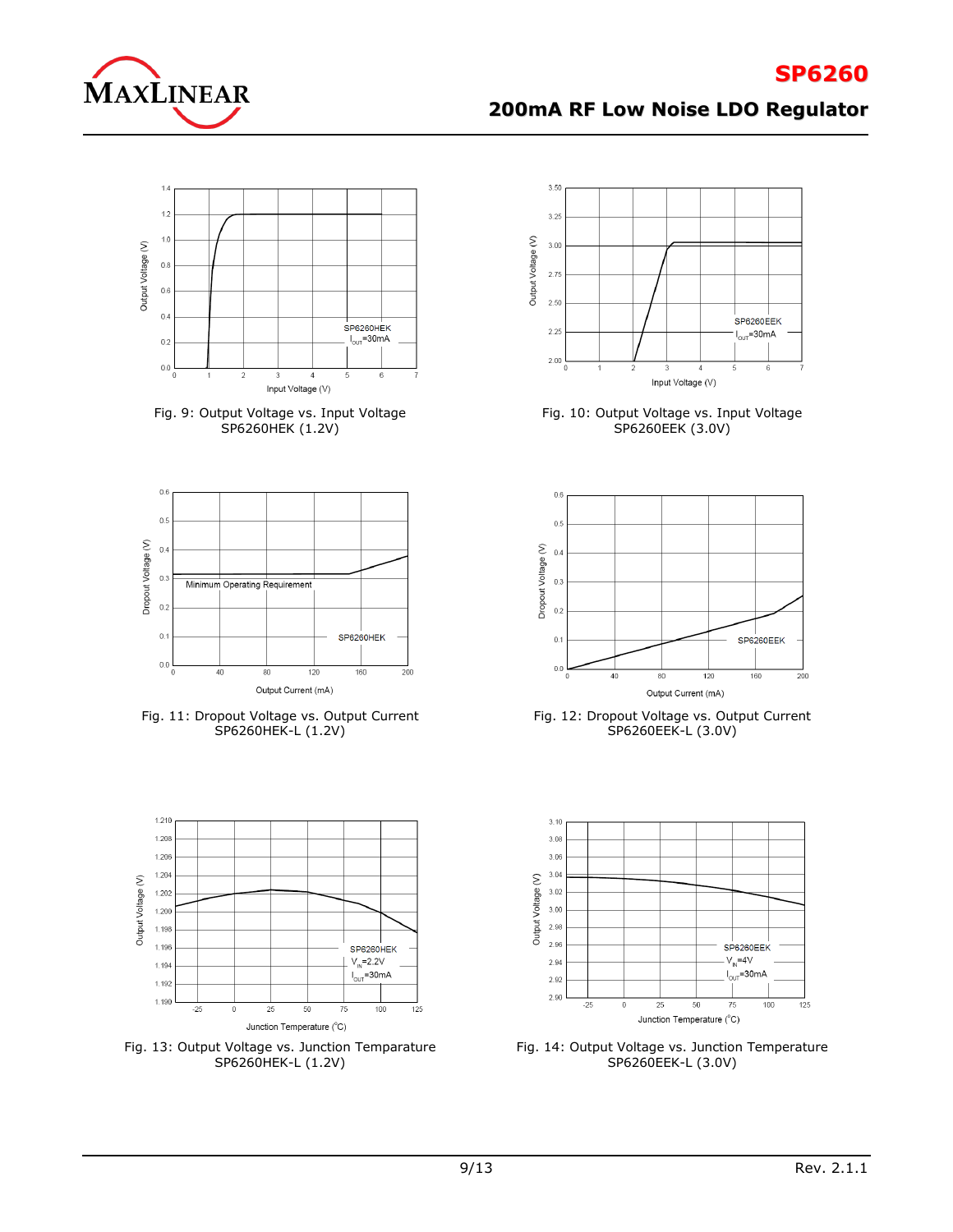Fig. 9: Output Voltage vs. Input Voltage
SP6260HEK (1.2V)

Fig. 10: Output Voltage vs. Input Voltage
SP6260EEK (3.0V)

Fig. 11: Dropout Voltage vs. Output Current
SP6260HEK-L (1.2V)

Fig. 12: Dropout Voltage vs. Output Current
SP6260EEK-L (3.0V)

Fig. 13: Output Voltage vs. Junction Temparature
SP6260HEK-L (1.2V)

Fig. 14: Output Voltage vs. Junction Temperature
SP6260EEK-L (3.0V)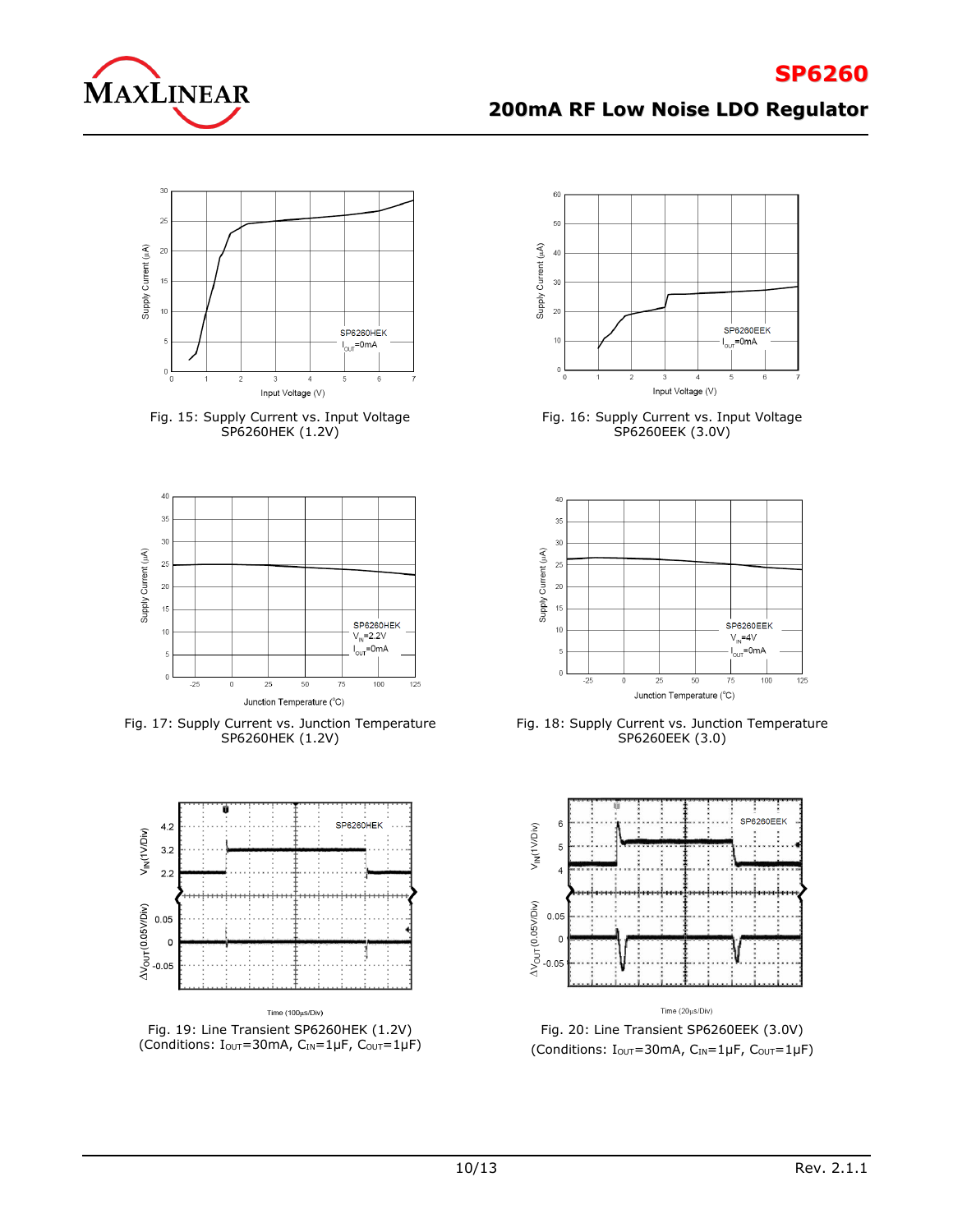Fig. 15: Supply Current vs. Input Voltage SP6260HEK (1.2V)

Fig. 16: Supply Current vs. Input Voltage SP6260EEK (3.0V)

Fig. 17: Supply Current vs. Junction Temperature SP6260HEK (1.2V)

Fig. 18: Supply Current vs. Junction Temperature SP6260EEK (3.0)

Fig. 19: Line Transient SP6260HEK (1.2V) (Conditions: $I_{OUT}$=30mA, $C_{IN}$=1µF, $C_{OUT}$=1µF)

Fig. 20: Line Transient SP6260EEK (3.0V) (Conditions: $I_{OUT}$=30mA, $C_{IN}$=1µF, $C_{OUT}$=1µF)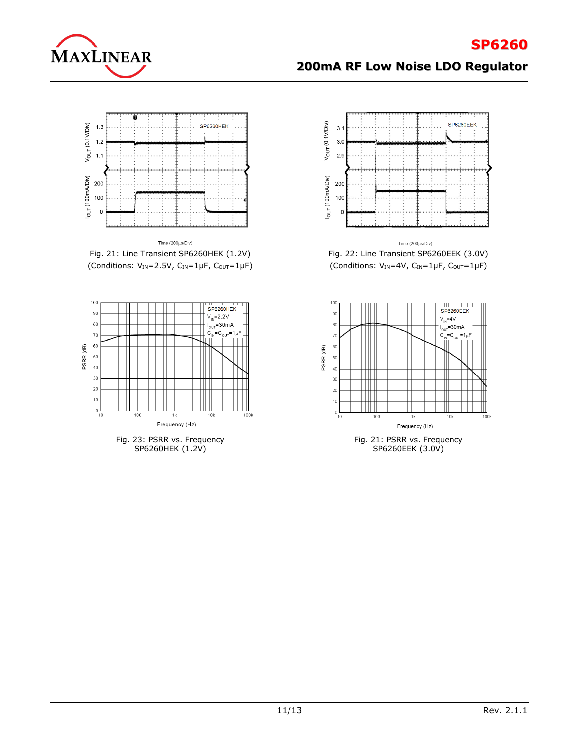Fig. 21: Line Transient SP6260HEK (1.2V)
(Conditions: $V_{IN}$=2.5V, $C_{IN}$=1μF, $C_{OUT}$=1μF)

Fig. 22: Line Transient SP6260EEK (3.0V)
(Conditions: $V_{IN}$=4V, $C_{IN}$=1μF, $C_{OUT}$=1μF)

Fig. 23: PSRR vs. Frequency
SP6260HEK (1.2V)

Fig. 21: PSRR vs. Frequency
SP6260EEK (3.0V)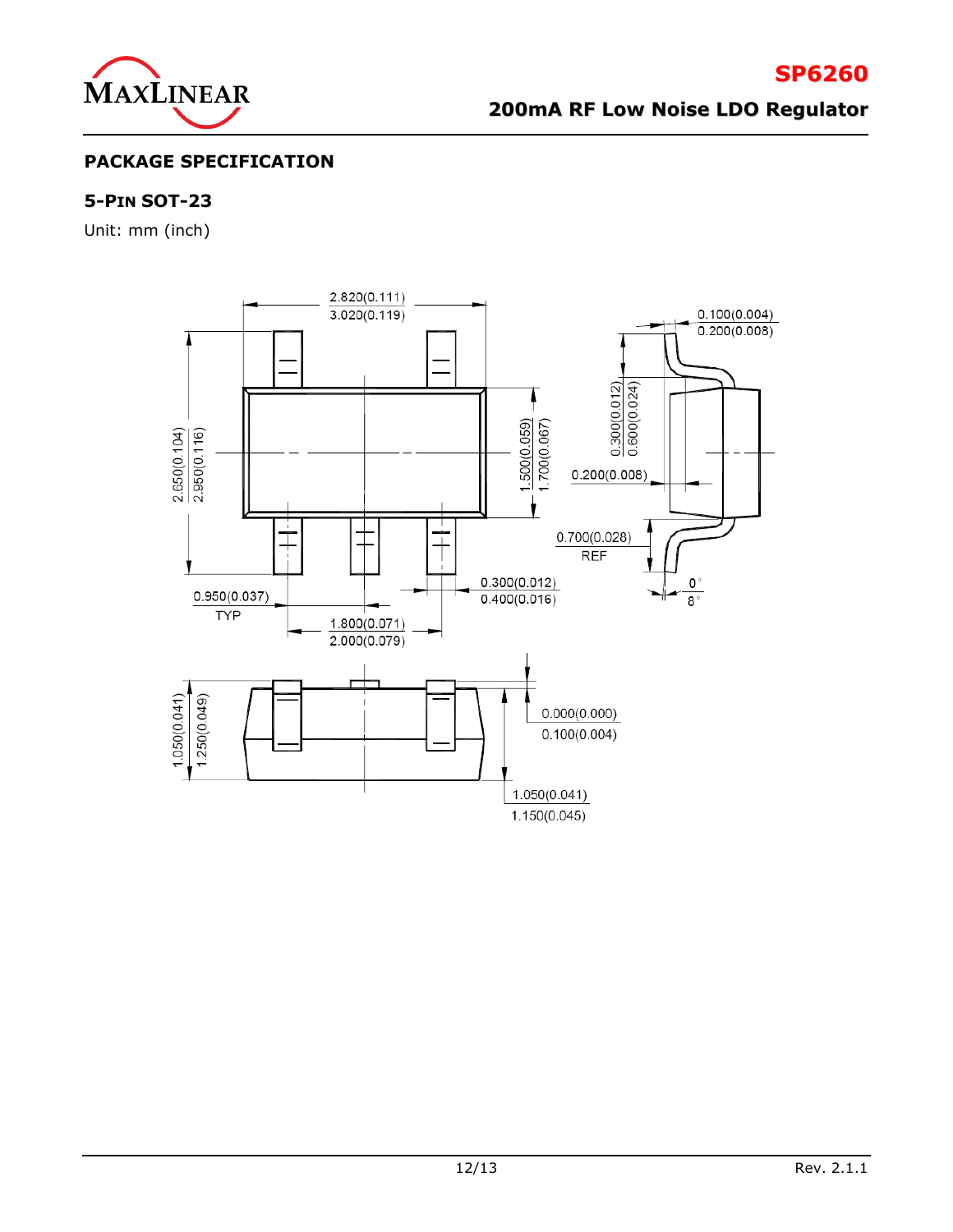## PACKAGE SPECIFICATION

### 5-PIN SOT-23

Unit: mm (inch)

2.820(0.111)
3.020(0.119)

0.100(0.004)
0.200(0.008)

2.650(0.104)
2.950(0.116)

1.500(0.059)
1.700(0.067)

0.300(0.012)
0.600(0.024)

0.200(0.008)

0.700(0.028)
REF

0°
8°

0.300(0.012)
0.400(0.016)

0.950(0.037)
TYP

1.800(0.071)
2.000(0.079)

1.050(0.041)
1.250(0.049)

0.000(0.000)
0.100(0.004)

1.050(0.041)
1.150(0.045)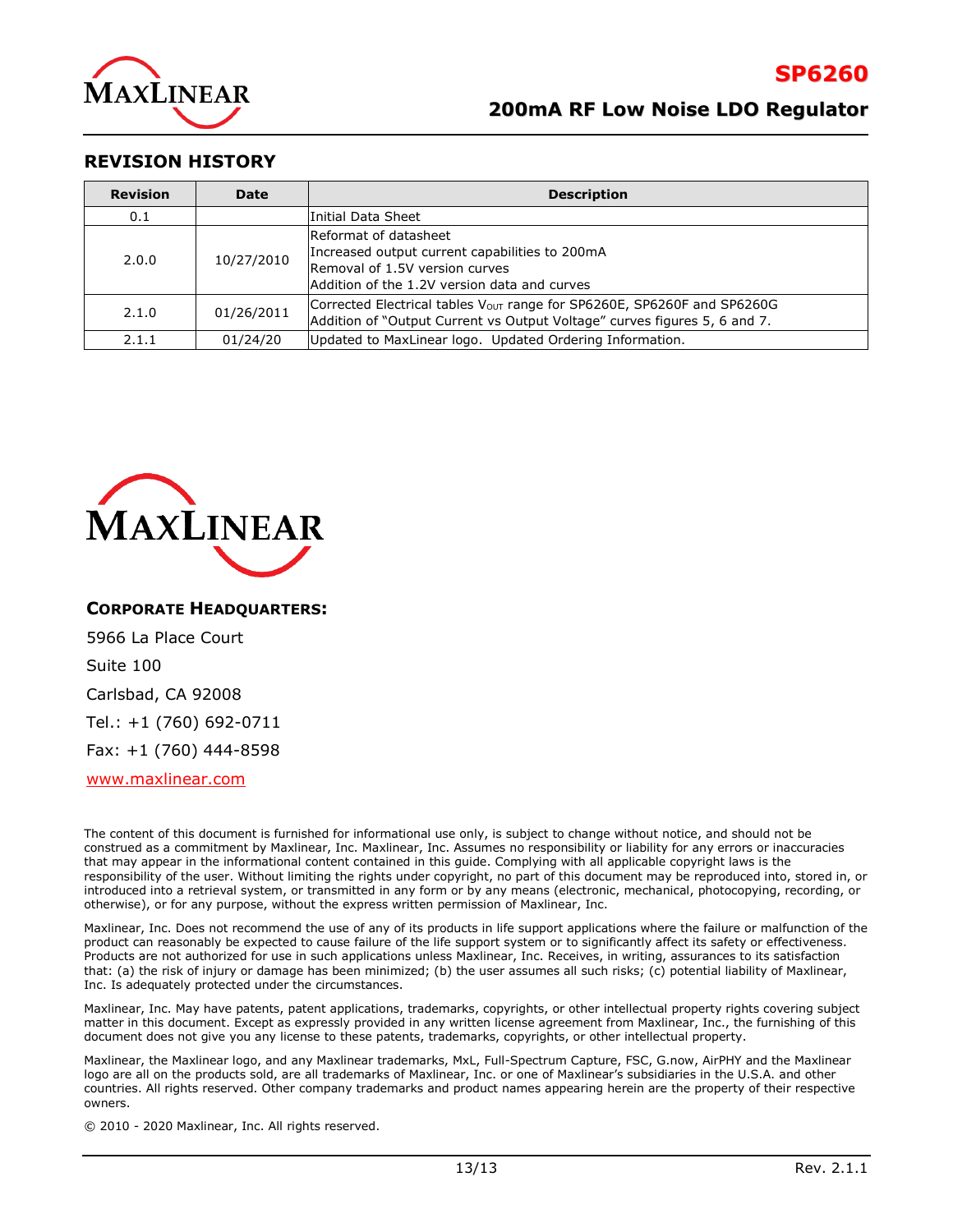## REVISION HISTORY

| Revision | Date | Description |
| --- | --- | --- |
| 0.1 | | Initial Data Sheet |
| 2.0.0 | 10/27/2010 | Reformat of datasheet<br>Increased output current capabilities to 200mA<br>Removal of 1.5V version curves<br>Addition of the 1.2V version data and curves |
| 2.1.0 | 01/26/2011 | Corrected Electrical tables $V_{OUT}$ range for SP6260E, SP6260F and SP6260G<br>Addition of "Output Current vs Output Voltage" curves figures 5, 6 and 7. |
| 2.1.1 | 01/24/20 | Updated to MaxLinear logo. Updated Ordering Information. |

MAXLINEAR

**CORPORATE HEADQUARTERS:**

5966 La Place Court

Suite 100

Carlsbad, CA 92008

Tel.: +1 (760) 692-0711

Fax: +1 (760) 444-8598

www.maxlinear.com

The content of this document is furnished for informational use only, is subject to change without notice, and should not be construed as a commitment by Maxlinear, Inc. Maxlinear, Inc. Assumes no responsibility or liability for any errors or inaccuracies that may appear in the informational content contained in this guide. Complying with all applicable copyright laws is the responsibility of the user. Without limiting the rights under copyright, no part of this document may be reproduced into, stored in, or introduced into a retrieval system, or transmitted in any form or by any means (electronic, mechanical, photocopying, recording, or otherwise), or for any purpose, without the express written permission of Maxlinear, Inc.

Maxlinear, Inc. Does not recommend the use of any of its products in life support applications where the failure or malfunction of the product can reasonably be expected to cause failure of the life support system or to significantly affect its safety or effectiveness. Products are not authorized for use in such applications unless Maxlinear, Inc. Receives, in writing, assurances to its satisfaction that: (a) the risk of injury or damage has been minimized; (b) the user assumes all such risks; (c) potential liability of Maxlinear, Inc. Is adequately protected under the circumstances.

Maxlinear, Inc. May have patents, patent applications, trademarks, copyrights, or other intellectual property rights covering subject matter in this document. Except as expressly provided in any written license agreement from Maxlinear, Inc., the furnishing of this document does not give you any license to these patents, trademarks, copyrights, or other intellectual property.

Maxlinear, the Maxlinear logo, and any Maxlinear trademarks, MxL, Full-Spectrum Capture, FSC, G.now, AirPHY and the Maxlinear logo are all on the products sold, are all trademarks of Maxlinear, Inc. or one of Maxlinear's subsidiaries in the U.S.A. and other countries. All rights reserved. Other company trademarks and product names appearing herein are the property of their respective owners.

© 2010 - 2020 Maxlinear, Inc. All rights reserved.